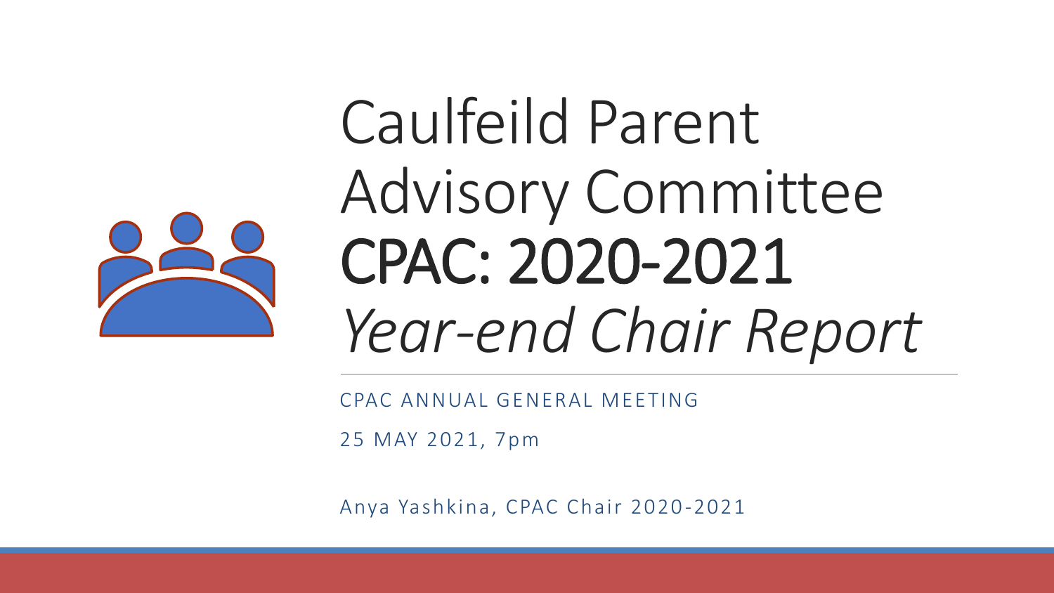# Caulfeild Parent Advisory Committee CPAC: 2020-2021 *Year-end Chair Report*

CPAC ANNUAL GENERAL MEETING

25 MAY 2021, 7pm

Anya Yashkina, CPAC Chair 2020-2021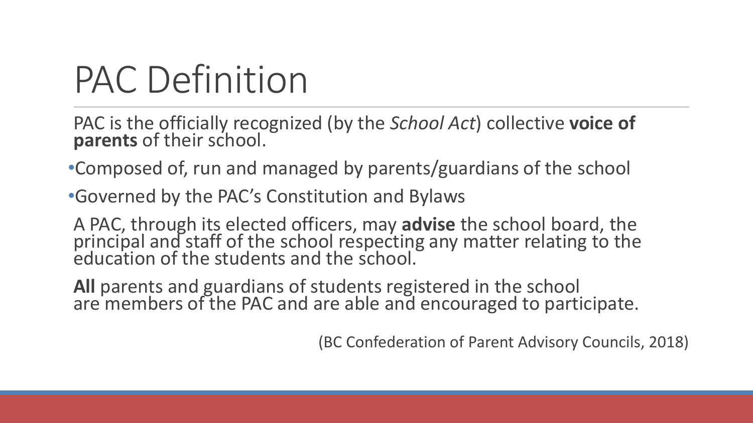# PAC Definition

PAC is the officially recognized (by the *School Act*) collective **voice of parents** of their school.

- Composed of, run and managed by parents/guardians of the school
- Governed by the PAC's Constitution and Bylaws

A PAC, through its elected officers, may **advise** the school board, the principal and staff of the school respecting any matter relating to the education of the students and the school.

**All** parents and guardians of students registered in the school are members of the PAC and are able and encouraged to participate.

(BC Confederation of Parent Advisory Councils, 2018)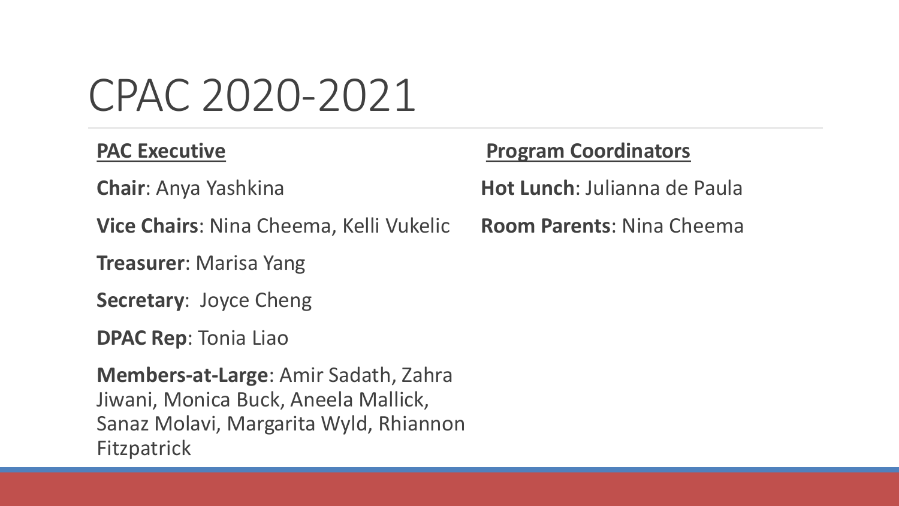# CPAC 2020-2021

**PAC Executive**

**Chair**: Anya Yashkina

**Vice Chairs**: Nina Cheema, Kelli Vukelic

**Treasurer**: Marisa Yang

**Secretary**: Joyce Cheng

**DPAC Rep**: Tonia Liao

**Members-at-Large**: Amir Sadath, Zahra Jiwani, Monica Buck, Aneela Mallick, Sanaz Molavi, Margarita Wyld, Rhiannon Fitzpatrick

**Program Coordinators**

**Hot Lunch**: Julianna de Paula

**Room Parents**: Nina Cheema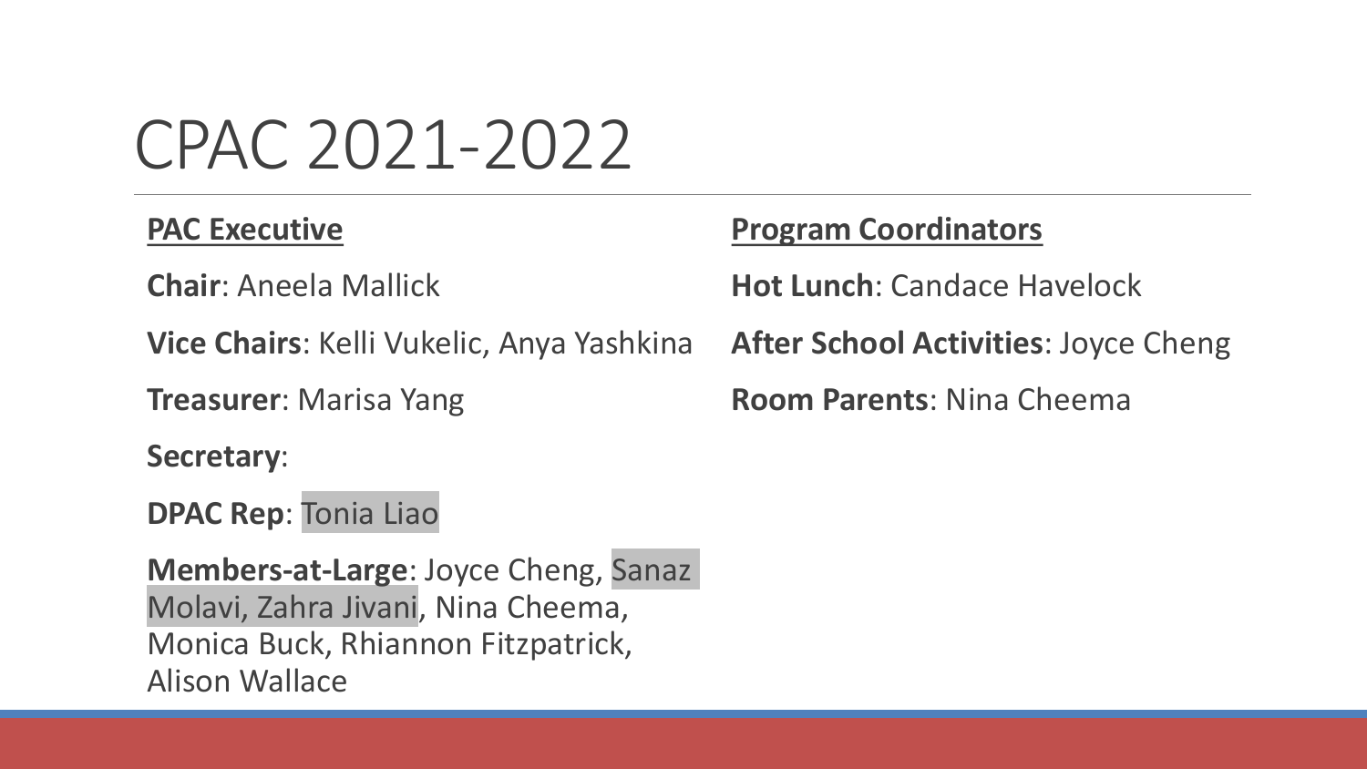# CPAC 2021-2022

**PAC Executive**

**Chair**: Aneela Mallick

**Vice Chairs**: Kelli Vukelic, Anya Yashkina

**Treasurer**: Marisa Yang

**Secretary**:

**DPAC Rep**: Tonia Liao

**Members-at-Large**: Joyce Cheng, Sanaz Molavi, Zahra Jivani, Nina Cheema, Monica Buck, Rhiannon Fitzpatrick, Alison Wallace

**Program Coordinators**

**Hot Lunch**: Candace Havelock

**After School Activities**: Joyce Cheng

**Room Parents**: Nina Cheema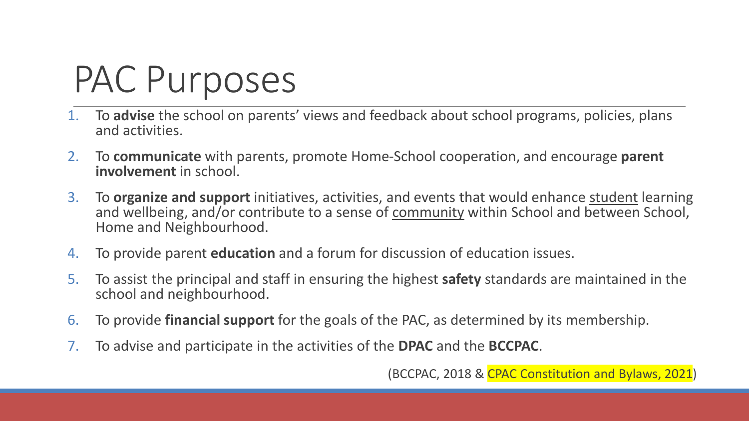# PAC Purposes

1. To **advise** the school on parents' views and feedback about school programs, policies, plans and activities.
2. To **communicate** with parents, promote Home-School cooperation, and encourage **parent involvement** in school.
3. To **organize and support** initiatives, activities, and events that would enhance student learning and wellbeing, and/or contribute to a sense of community within School and between School, Home and Neighbourhood.
4. To provide parent **education** and a forum for discussion of education issues.
5. To assist the principal and staff in ensuring the highest **safety** standards are maintained in the school and neighbourhood.
6. To provide **financial support** for the goals of the PAC, as determined by its membership.
7. To advise and participate in the activities of the **DPAC** and the **BCCPAC**.

(BCCPAC, 2018 & CPAC Constitution and Bylaws, 2021)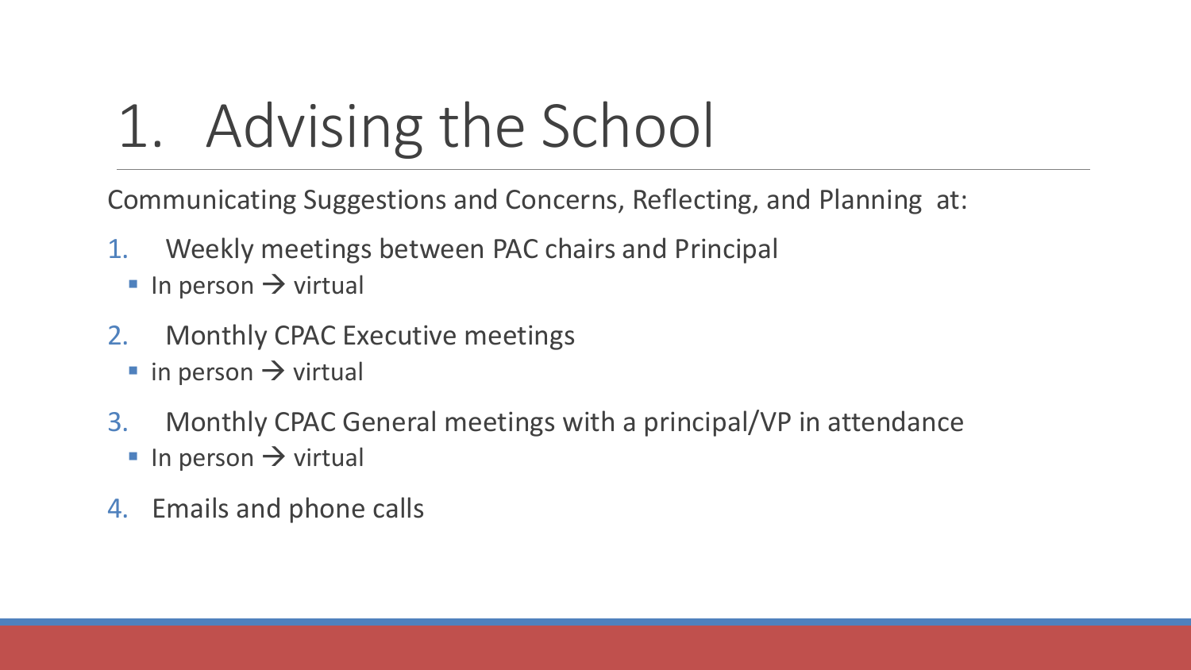# 1. Advising the School

Communicating Suggestions and Concerns, Reflecting, and Planning at:

1. Weekly meetings between PAC chairs and Principal
   - In person → virtual
2. Monthly CPAC Executive meetings
   - in person → virtual
3. Monthly CPAC General meetings with a principal/VP in attendance
   - In person → virtual
4. Emails and phone calls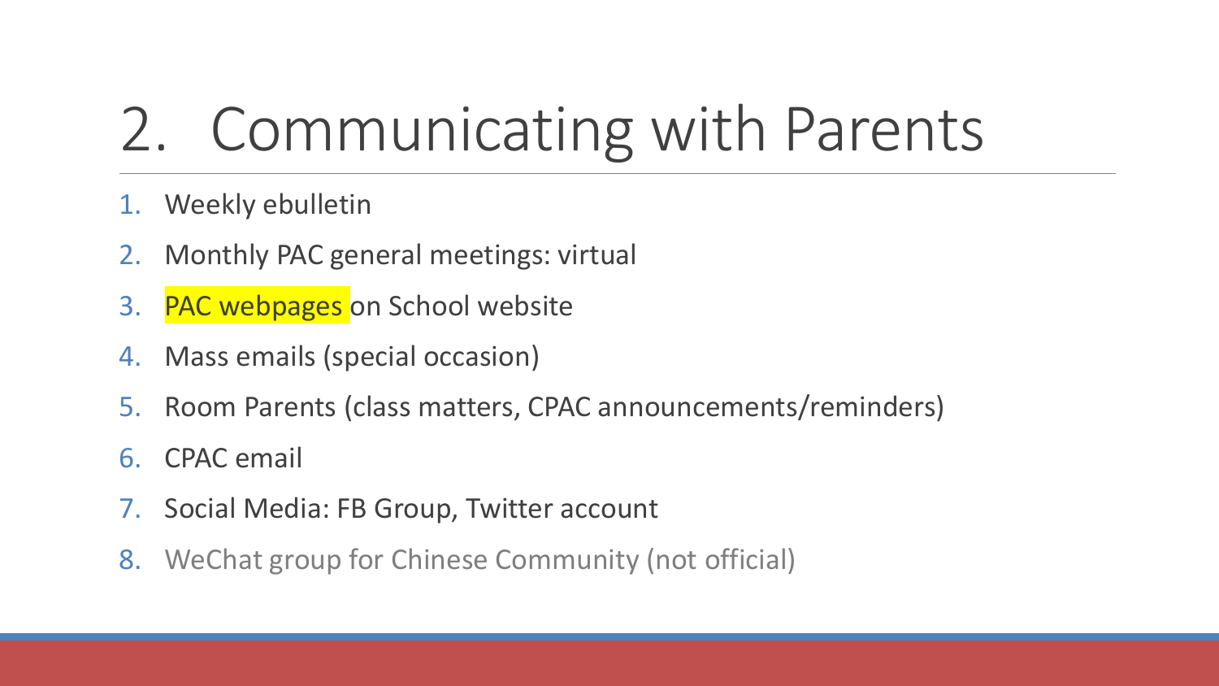# 2. Communicating with Parents

1. Weekly ebulletin
2. Monthly PAC general meetings: virtual
3. PAC webpages on School website
4. Mass emails (special occasion)
5. Room Parents (class matters, CPAC announcements/reminders)
6. CPAC email
7. Social Media: FB Group, Twitter account
8. WeChat group for Chinese Community (not official)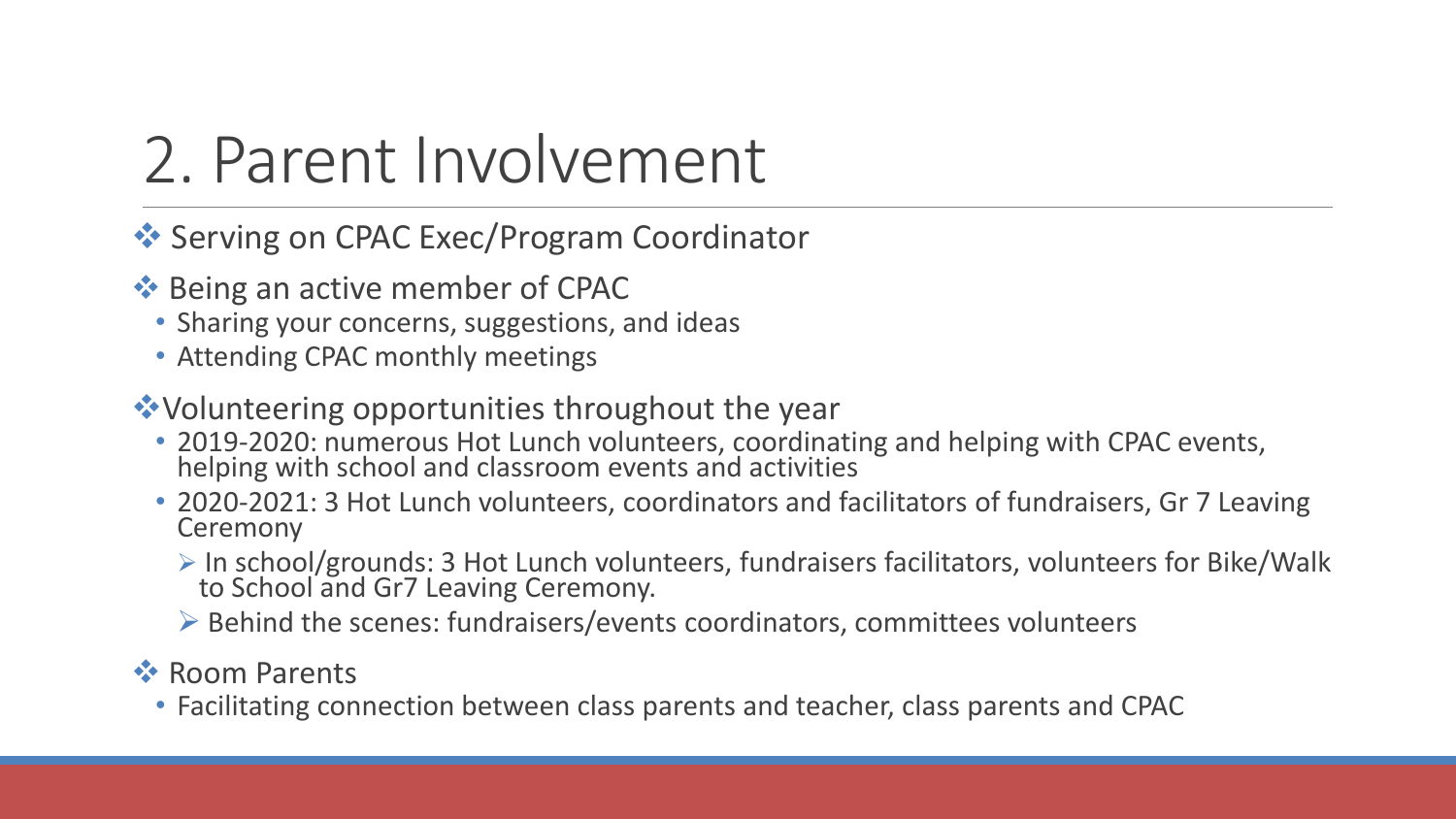# 2. Parent Involvement

- Serving on CPAC Exec/Program Coordinator
- Being an active member of CPAC
  - Sharing your concerns, suggestions, and ideas
  - Attending CPAC monthly meetings
- Volunteering opportunities throughout the year
  - 2019-2020: numerous Hot Lunch volunteers, coordinating and helping with CPAC events, helping with school and classroom events and activities
  - 2020-2021: 3 Hot Lunch volunteers, coordinators and facilitators of fundraisers, Gr 7 Leaving Ceremony
    - In school/grounds: 3 Hot Lunch volunteers, fundraisers facilitators, volunteers for Bike/Walk to School and Gr7 Leaving Ceremony.
    - Behind the scenes: fundraisers/events coordinators, committees volunteers
- Room Parents
  - Facilitating connection between class parents and teacher, class parents and CPAC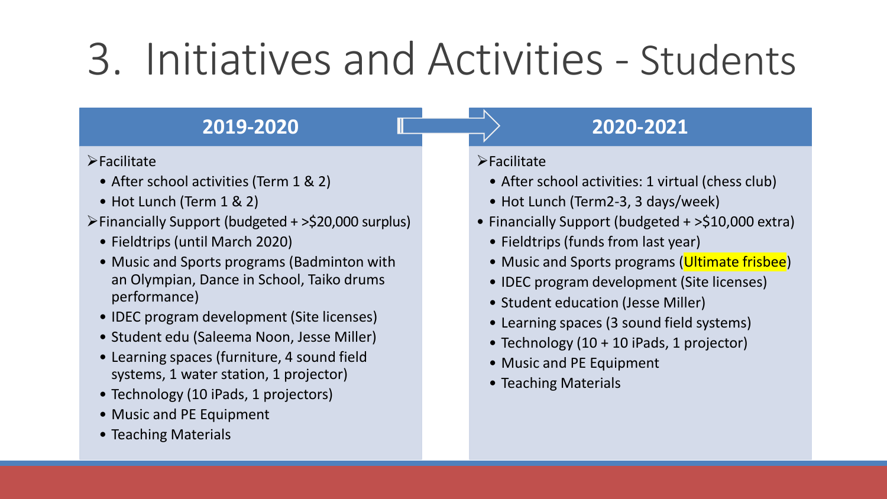# 3. Initiatives and Activities - Students

## 2019-2020

- Facilitate
  - After school activities (Term 1 & 2)
  - Hot Lunch (Term 1 & 2)
- Financially Support (budgeted + >$20,000 surplus)
  - Fieldtrips (until March 2020)
  - Music and Sports programs (Badminton with an Olympian, Dance in School, Taiko drums performance)
  - IDEC program development (Site licenses)
  - Student edu (Saleema Noon, Jesse Miller)
  - Learning spaces (furniture, 4 sound field systems, 1 water station, 1 projector)
  - Technology (10 iPads, 1 projectors)
  - Music and PE Equipment
  - Teaching Materials

## 2020-2021

- Facilitate
  - After school activities: 1 virtual (chess club)
  - Hot Lunch (Term2-3, 3 days/week)
- Financially Support (budgeted + >$10,000 extra)
  - Fieldtrips (funds from last year)
  - Music and Sports programs (Ultimate frisbee)
  - IDEC program development (Site licenses)
  - Student education (Jesse Miller)
  - Learning spaces (3 sound field systems)
  - Technology (10 + 10 iPads, 1 projector)
  - Music and PE Equipment
  - Teaching Materials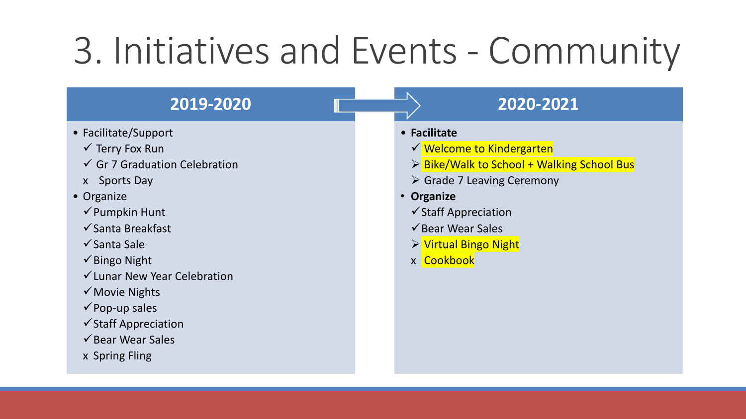# 3. Initiatives and Events - Community

## 2019-2020

- Facilitate/Support
  - ✓ Terry Fox Run
  - ✓ Gr 7 Graduation Celebration
  - x Sports Day
- Organize
  - ✓ Pumpkin Hunt
  - ✓ Santa Breakfast
  - ✓ Santa Sale
  - ✓ Bingo Night
  - ✓ Lunar New Year Celebration
  - ✓ Movie Nights
  - ✓ Pop-up sales
  - ✓ Staff Appreciation
  - ✓ Bear Wear Sales
  - x Spring Fling

## 2020-2021

- **Facilitate**
  - ✓ Welcome to Kindergarten
  - ➢ Bike/Walk to School + Walking School Bus
  - ➢ Grade 7 Leaving Ceremony
- **Organize**
  - ✓ Staff Appreciation
  - ✓ Bear Wear Sales
  - ➢ Virtual Bingo Night
  - x Cookbook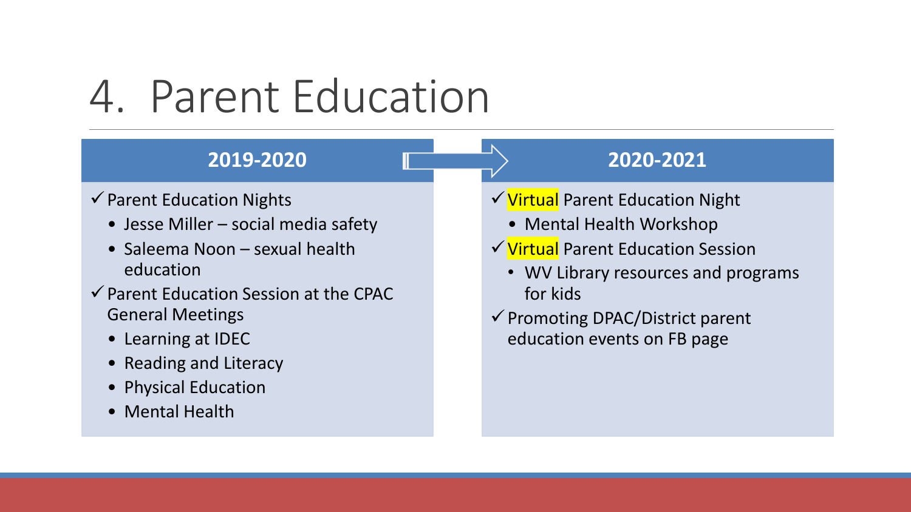# 4. Parent Education

## 2019-2020

- ✓ Parent Education Nights
  - Jesse Miller – social media safety
  - Saleema Noon – sexual health education
- ✓ Parent Education Session at the CPAC General Meetings
  - Learning at IDEC
  - Reading and Literacy
  - Physical Education
  - Mental Health

## 2020-2021

- ✓ Virtual Parent Education Night
  - Mental Health Workshop
- ✓ Virtual Parent Education Session
  - WV Library resources and programs for kids
- ✓ Promoting DPAC/District parent education events on FB page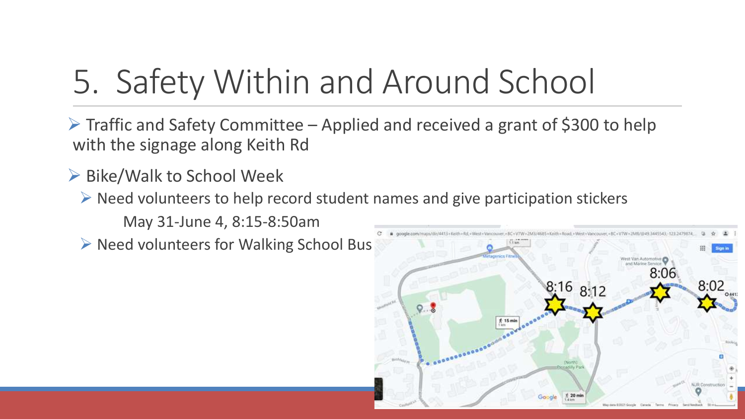# 5. Safety Within and Around School

- Traffic and Safety Committee – Applied and received a grant of $300 to help with the signage along Keith Rd
- Bike/Walk to School Week
  - Need volunteers to help record student names and give participation stickers

    May 31-June 4, 8:15-8:50am
  - Need volunteers for Walking School Bus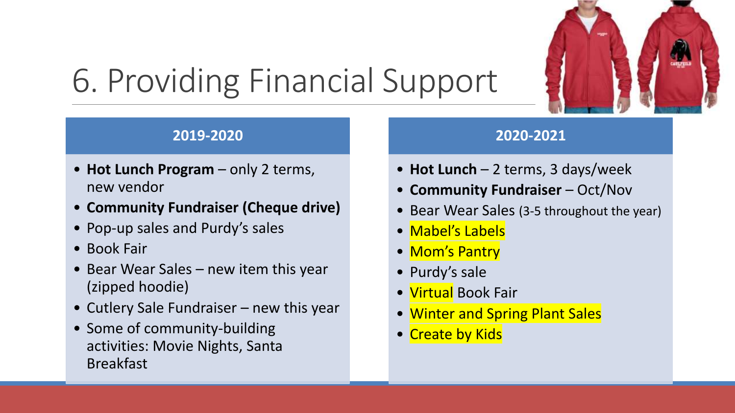# 6. Providing Financial Support

## 2019-2020

- **Hot Lunch Program** – only 2 terms, new vendor
- **Community Fundraiser (Cheque drive)**
- Pop-up sales and Purdy's sales
- Book Fair
- Bear Wear Sales – new item this year (zipped hoodie)
- Cutlery Sale Fundraiser – new this year
- Some of community-building activities: Movie Nights, Santa Breakfast

## 2020-2021

- **Hot Lunch** – 2 terms, 3 days/week
- **Community Fundraiser** – Oct/Nov
- Bear Wear Sales (3-5 throughout the year)
- Mabel's Labels
- Mom's Pantry
- Purdy's sale
- Virtual Book Fair
- Winter and Spring Plant Sales
- Create by Kids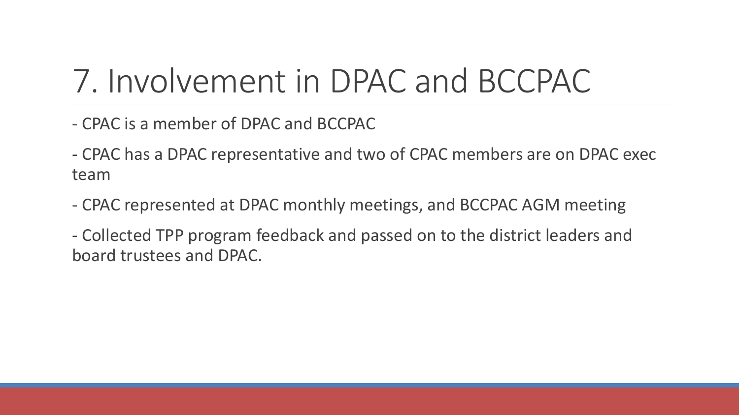# 7. Involvement in DPAC and BCCPAC

- CPAC is a member of DPAC and BCCPAC

- CPAC has a DPAC representative and two of CPAC members are on DPAC exec team

- CPAC represented at DPAC monthly meetings, and BCCPAC AGM meeting

- Collected TPP program feedback and passed on to the district leaders and board trustees and DPAC.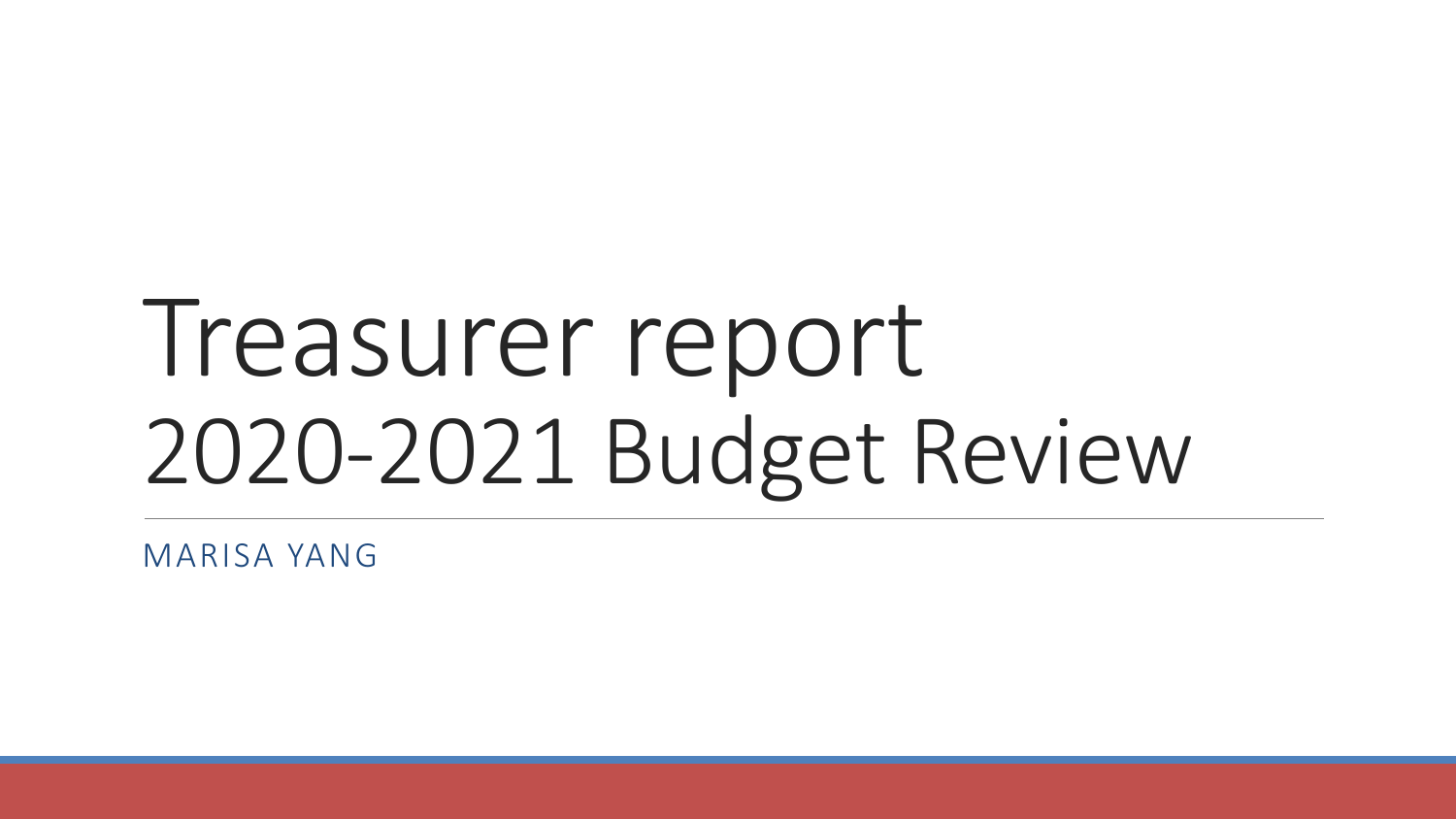# Treasurer report
## 2020-2021 Budget Review

MARISA YANG